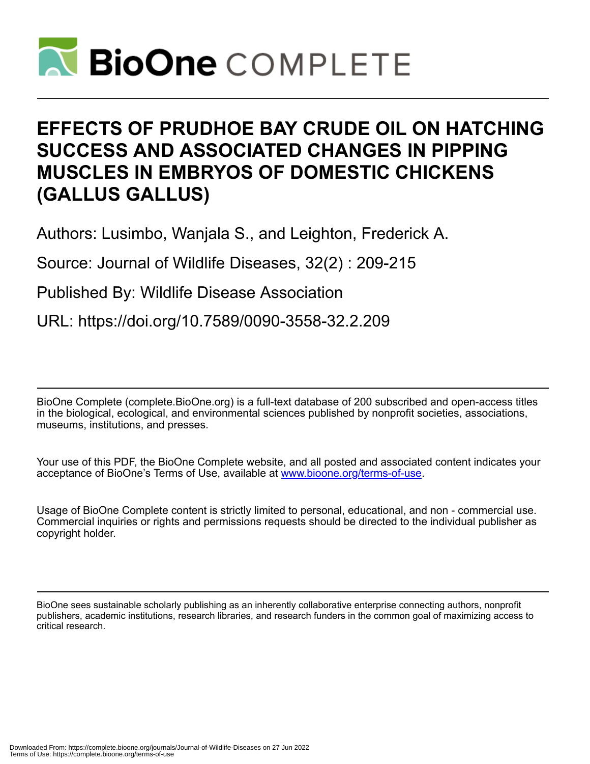# EFFECTS OF PRUDHOE BAY CRUDE OIL ON HATCHING SUCCESS AND ASSOCIATED CHANGES IN PIPPING MUSCLES IN EMBRYOS OF DOMESTIC CHICKENS (GALLUS GALLUS)

Authors: Lusimbo, Wanjala S., and Leighton, Frederick A.

Source: Journal of Wildlife Diseases, 32(2) : 209-215

Published By: Wildlife Disease Association

URL: https://doi.org/10.7589/0090-3558-32.2.209

---

BioOne Complete (complete.BioOne.org) is a full-text database of 200 subscribed and open-access titles in the biological, ecological, and environmental sciences published by nonprofit societies, associations, museums, institutions, and presses.

Your use of this PDF, the BioOne Complete website, and all posted and associated content indicates your acceptance of BioOne's Terms of Use, available at www.bioone.org/terms-of-use.

Usage of BioOne Complete content is strictly limited to personal, educational, and non - commercial use. Commercial inquiries or rights and permissions requests should be directed to the individual publisher as copyright holder.

---

BioOne sees sustainable scholarly publishing as an inherently collaborative enterprise connecting authors, nonprofit publishers, academic institutions, research libraries, and research funders in the common goal of maximizing access to critical research.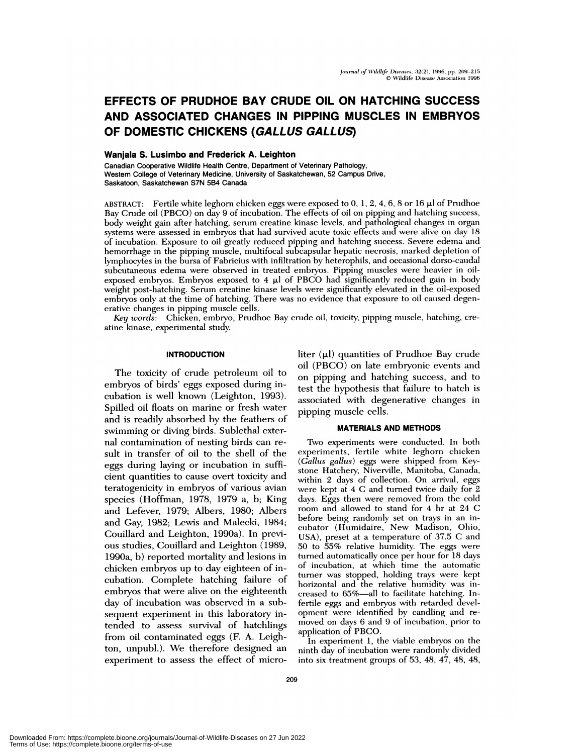# EFFECTS OF PRUDHOE BAY CRUDE OIL ON HATCHING SUCCESS AND ASSOCIATED CHANGES IN PIPPING MUSCLES IN EMBRYOS OF DOMESTIC CHICKENS (*GALLUS GALLUS*)

**Wanjala S. Lusimbo and Frederick A. Leighton**

Canadian Cooperative Wildlife Health Centre, Department of Veterinary Pathology, Western College of Veterinary Medicine, University of Saskatchewan, 52 Campus Drive, Saskatoon, Saskatchewan S7N 5B4 Canada

ABSTRACT: Fertile white leghorn chicken eggs were exposed to 0, 1, 2, 4, 6, 8 or 16 µl of Prudhoe Bay Crude oil (PBCO) on day 9 of incubation. The effects of oil on pipping and hatching success, body weight gain after hatching, serum creatine kinase levels, and pathological changes in organ systems were assessed in embryos that had survived acute toxic effects and were alive on day 18 of incubation. Exposure to oil greatly reduced pipping and hatching success. Severe edema and hemorrhage in the pipping muscle, multifocal subcapsular hepatic necrosis, marked depletion of lymphocytes in the bursa of Fabricius with infiltration by heterophils, and occasional dorso-caudal subcutaneous edema were observed in treated embryos. Pipping muscles were heavier in oil-exposed embryos. Embryos exposed to 4 µl of PBCO had significantly reduced gain in body weight post-hatching. Serum creatine kinase levels were significantly elevated in the oil-exposed embryos only at the time of hatching. There was no evidence that exposure to oil caused degenerative changes in pipping muscle cells.

*Key words:* Chicken, embryo, Prudhoe Bay crude oil, toxicity, pipping muscle, hatching, creatine kinase, experimental study.

## INTRODUCTION

The toxicity of crude petroleum oil to embryos of birds' eggs exposed during incubation is well known (Leighton, 1993). Spilled oil floats on marine or fresh water and is readily absorbed by the feathers of swimming or diving birds. Sublethal external contamination of nesting birds can result in transfer of oil to the shell of the eggs during laying or incubation in sufficient quantities to cause overt toxicity and teratogenicity in embryos of various avian species (Hoffman, 1978, 1979 a, b; King and Lefever, 1979; Albers, 1980; Albers and Gay, 1982; Lewis and Malecki, 1984; Couillard and Leighton, 1990a). In previous studies, Couillard and Leighton (1989, 1990a, b) reported mortality and lesions in chicken embryos up to day eighteen of incubation. Complete hatching failure of embryos that were alive on the eighteenth day of incubation was observed in a subsequent experiment in this laboratory intended to assess survival of hatchlings from oil contaminated eggs (F. A. Leighton, unpubl.). We therefore designed an experiment to assess the effect of microliter (µl) quantities of Prudhoe Bay crude oil (PBCO) on late embryonic events and on pipping and hatching success, and to test the hypothesis that failure to hatch is associated with degenerative changes in pipping muscle cells.

## MATERIALS AND METHODS

Two experiments were conducted. In both experiments, fertile white leghorn chicken (*Gallus gallus*) eggs were shipped from Keystone Hatchery, Niverville, Manitoba, Canada, within 2 days of collection. On arrival, eggs were kept at 4 C and turned twice daily for 2 days. Eggs then were removed from the cold room and allowed to stand for 4 hr at 24 C before being randomly set on trays in an incubator (Humidaire, New Madison, Ohio, USA), preset at a temperature of 37.5 C and 50 to 55% relative humidity. The eggs were turned automatically once per hour for 18 days of incubation, at which time the automatic turner was stopped, holding trays were kept horizontal and the relative humidity was increased to 65%—all to facilitate hatching. Infertile eggs and embryos with retarded development were identified by candling and removed on days 6 and 9 of incubation, prior to application of PBCO.

In experiment 1, the viable embryos on the ninth day of incubation were randomly divided into six treatment groups of 53, 48, 47, 48, 48,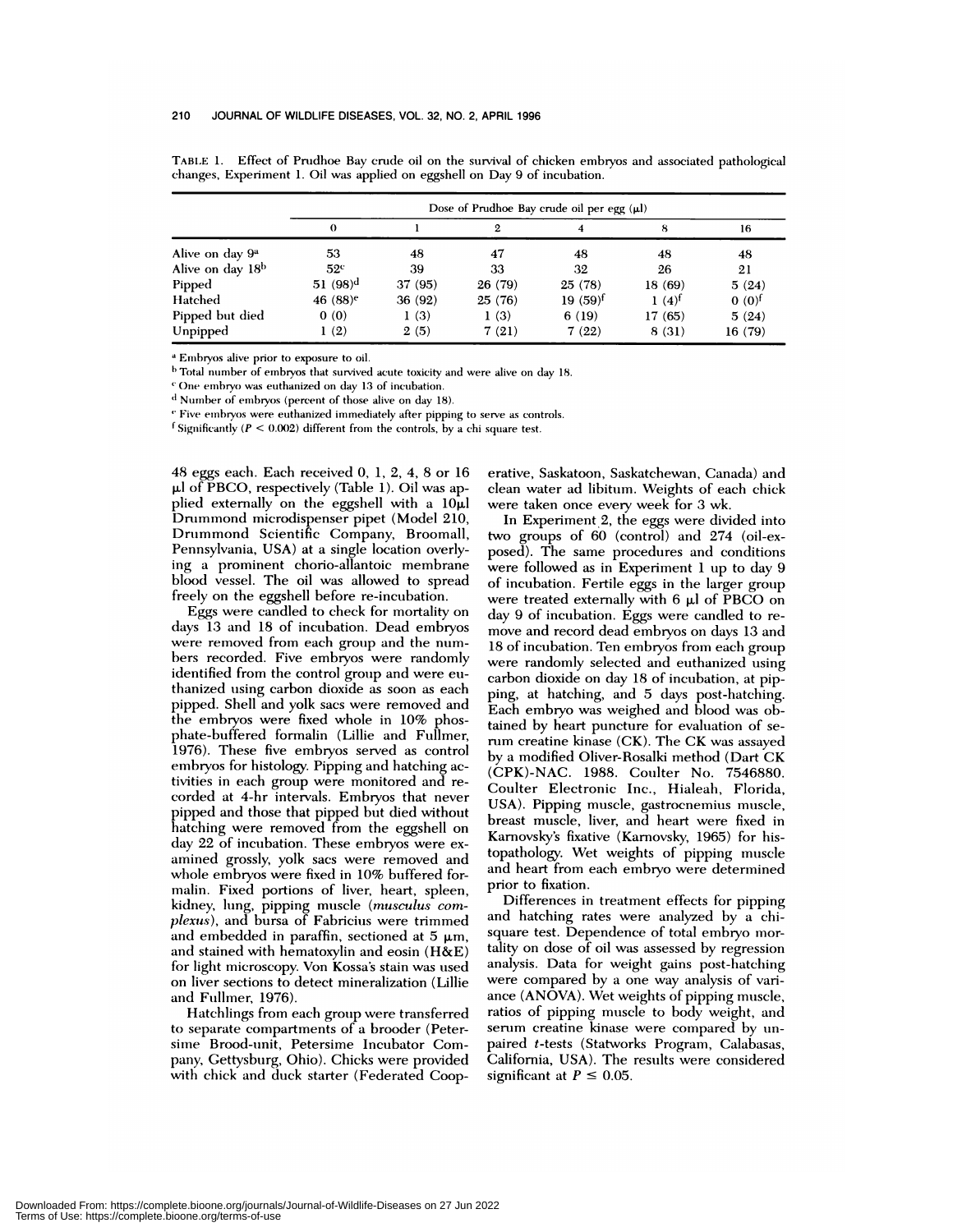TABLE 1. Effect of Prudhoe Bay crude oil on the survival of chicken embryos and associated pathological changes, Experiment 1. Oil was applied on eggshell on Day 9 of incubation.

| | Dose of Prudhoe Bay crude oil per egg (μl) | | | | | |
|---|---|---|---|---|---|---|
| | 0 | 1 | 2 | 4 | 8 | 16 |
| Alive on day 9[a] | 53 | 48 | 47 | 48 | 48 | 48 |
| Alive on day 18[b] | 52[c] | 39 | 33 | 32 | 26 | 21 |
| Pipped | 51 (98)[d] | 37 (95) | 26 (79) | 25 (78) | 18 (69) | 5 (24) |
| Hatched | 46 (88)[e] | 36 (92) | 25 (76) | 19 (59)[f] | 1 (4)[f] | 0 (0)[f] |
| Pipped but died | 0 (0) | 1 (3) | 1 (3) | 6 (19) | 17 (65) | 5 (24) |
| Unpipped | 1 (2) | 2 (5) | 7 (21) | 7 (22) | 8 (31) | 16 (79) |

[a] Embryos alive prior to exposure to oil.
[b] Total number of embryos that survived acute toxicity and were alive on day 18.
[c] One embryo was euthanized on day 13 of incubation.
[d] Number of embryos (percent of those alive on day 18).
[e] Five embryos were euthanized immediately after pipping to serve as controls.
[f] Significantly ($P < 0.002$) different from the controls, by a chi square test.

48 eggs each. Each received 0, 1, 2, 4, 8 or 16 μl of PBCO, respectively (Table 1). Oil was applied externally on the eggshell with a 10μl Drummond microdispenser pipet (Model 210, Drummond Scientific Company, Broomall, Pennsylvania, USA) at a single location overlying a prominent chorio-allantoic membrane blood vessel. The oil was allowed to spread freely on the eggshell before re-incubation.

Eggs were candled to check for mortality on days 13 and 18 of incubation. Dead embryos were removed from each group and the numbers recorded. Five embryos were randomly identified from the control group and were euthanized using carbon dioxide as soon as each pipped. Shell and yolk sacs were removed and the embryos were fixed whole in 10% phosphate-buffered formalin (Lillie and Fullmer, 1976). These five embryos served as control embryos for histology. Pipping and hatching activities in each group were monitored and recorded at 4-hr intervals. Embryos that never pipped and those that pipped but died without hatching were removed from the eggshell on day 22 of incubation. These embryos were examined grossly, yolk sacs were removed and whole embryos were fixed in 10% buffered formalin. Fixed portions of liver, heart, spleen, kidney, lung, pipping muscle (*musculus complexus*), and bursa of Fabricius were trimmed and embedded in paraffin, sectioned at 5 μm, and stained with hematoxylin and eosin (H&E) for light microscopy. Von Kossa's stain was used on liver sections to detect mineralization (Lillie and Fullmer, 1976).

Hatchlings from each group were transferred to separate compartments of a brooder (Petersime Brood-unit, Petersime Incubator Company, Gettysburg, Ohio). Chicks were provided with chick and duck starter (Federated Cooperative, Saskatoon, Saskatchewan, Canada) and clean water ad libitum. Weights of each chick were taken once every week for 3 wk.

In Experiment 2, the eggs were divided into two groups of 60 (control) and 274 (oil-exposed). The same procedures and conditions were followed as in Experiment 1 up to day 9 of incubation. Fertile eggs in the larger group were treated externally with 6 μl of PBCO on day 9 of incubation. Eggs were candled to remove and record dead embryos on days 13 and 18 of incubation. Ten embryos from each group were randomly selected and euthanized using carbon dioxide on day 18 of incubation, at pipping, at hatching, and 5 days post-hatching. Each embryo was weighed and blood was obtained by heart puncture for evaluation of serum creatine kinase (CK). The CK was assayed by a modified Oliver-Rosalki method (Dart CK (CPK)-NAC. 1988. Coulter No. 7546880. Coulter Electronic Inc., Hialeah, Florida, USA). Pipping muscle, gastrocnemius muscle, breast muscle, liver, and heart were fixed in Karnovsky's fixative (Karnovsky, 1965) for histopathology. Wet weights of pipping muscle and heart from each embryo were determined prior to fixation.

Differences in treatment effects for pipping and hatching rates were analyzed by a chi-square test. Dependence of total embryo mortality on dose of oil was assessed by regression analysis. Data for weight gains post-hatching were compared by a one way analysis of variance (ANOVA). Wet weights of pipping muscle, ratios of pipping muscle to body weight, and serum creatine kinase were compared by unpaired *t*-tests (Statworks Program, Calabasas, California, USA). The results were considered significant at $P \leq 0.05$.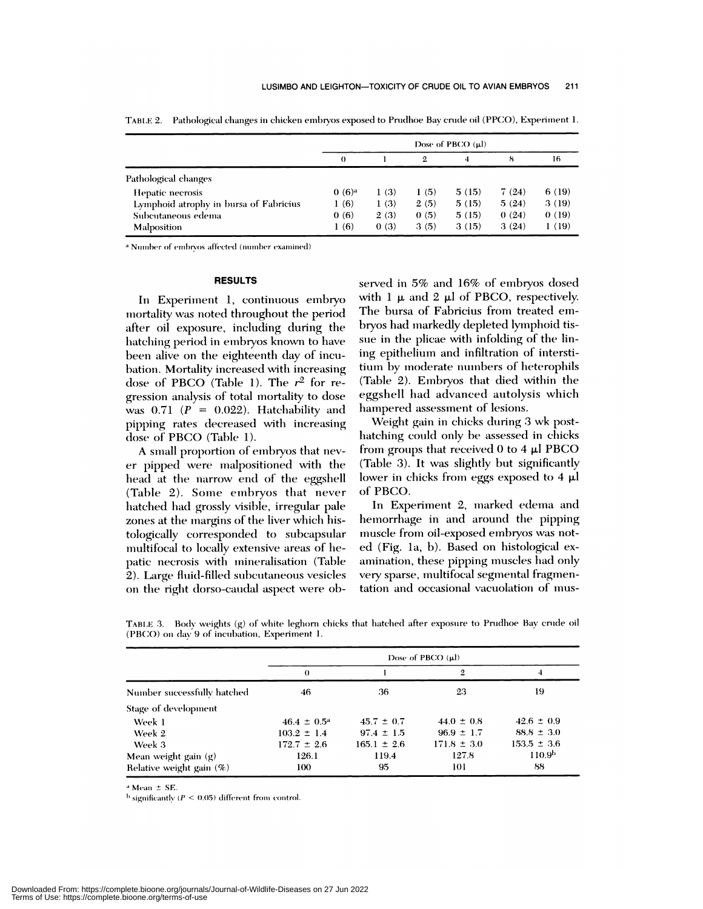TABLE 2. Pathological changes in chicken embryos exposed to Prudhoe Bay crude oil (PPCO), Experiment 1.

| | Dose of PBCO (μl) | | | | | |
|---|---|---|---|---|---|---|
| | 0 | 1 | 2 | 4 | 8 | 16 |
| Pathological changes | | | | | | |
| Hepatic necrosis | 0 (6)[a] | 1 (3) | 1 (5) | 5 (15) | 7 (24) | 6 (19) |
| Lymphoid atrophy in bursa of Fabricius | 1 (6) | 1 (3) | 2 (5) | 5 (15) | 5 (24) | 3 (19) |
| Subcutaneous edema | 0 (6) | 2 (3) | 0 (5) | 5 (15) | 0 (24) | 0 (19) |
| Malposition | 1 (6) | 0 (3) | 3 (5) | 3 (15) | 3 (24) | 1 (19) |

[a] Number of embryos affected (number examined)

## RESULTS

In Experiment 1, continuous embryo mortality was noted throughout the period after oil exposure, including during the hatching period in embryos known to have been alive on the eighteenth day of incubation. Mortality increased with increasing dose of PBCO (Table 1). The $r^2$ for regression analysis of total mortality to dose was 0.71 ($P = 0.022$). Hatchability and pipping rates decreased with increasing dose of PBCO (Table 1).

A small proportion of embryos that never pipped were malpositioned with the head at the narrow end of the eggshell (Table 2). Some embryos that never hatched had grossly visible, irregular pale zones at the margins of the liver which histologically corresponded to subcapsular multifocal to locally extensive areas of hepatic necrosis with mineralisation (Table 2). Large fluid-filled subcutaneous vesicles on the right dorso-caudal aspect were observed in 5% and 16% of embryos dosed with 1 μ and 2 μl of PBCO, respectively. The bursa of Fabricius from treated embryos had markedly depleted lymphoid tissue in the plicae with infolding of the lining epithelium and infiltration of interstitium by moderate numbers of heterophils (Table 2). Embryos that died within the eggshell had advanced autolysis which hampered assessment of lesions.

Weight gain in chicks during 3 wk post-hatching could only be assessed in chicks from groups that received 0 to 4 μl PBCO (Table 3). It was slightly but significantly lower in chicks from eggs exposed to 4 μl of PBCO.

In Experiment 2, marked edema and hemorrhage in and around the pipping muscle from oil-exposed embryos was noted (Fig. 1a, b). Based on histological examination, these pipping muscles had only very sparse, multifocal segmental fragmentation and occasional vacuolation of mus-

TABLE 3. Body weights (g) of white leghorn chicks that hatched after exposure to Prudhoe Bay crude oil (PBCO) on day 9 of incubation, Experiment 1.

| | Dose of PBCO (μl) | | | |
|---|---|---|---|---|
| | 0 | 1 | 2 | 4 |
| Number successfully hatched | 46 | 36 | 23 | 19 |
| Stage of development | | | | |
| Week 1 | 46.4 ± 0.5[a] | 45.7 ± 0.7 | 44.0 ± 0.8 | 42.6 ± 0.9 |
| Week 2 | 103.2 ± 1.4 | 97.4 ± 1.5 | 96.9 ± 1.7 | 88.8 ± 3.0 |
| Week 3 | 172.7 ± 2.6 | 165.1 ± 2.6 | 171.8 ± 3.0 | 153.5 ± 3.6 |
| Mean weight gain (g) | 126.1 | 119.4 | 127.8 | 110.9[b] |
| Relative weight gain (%) | 100 | 95 | 101 | 88 |

[a] Mean ± SE.

[b] significantly ($P < 0.05$) different from control.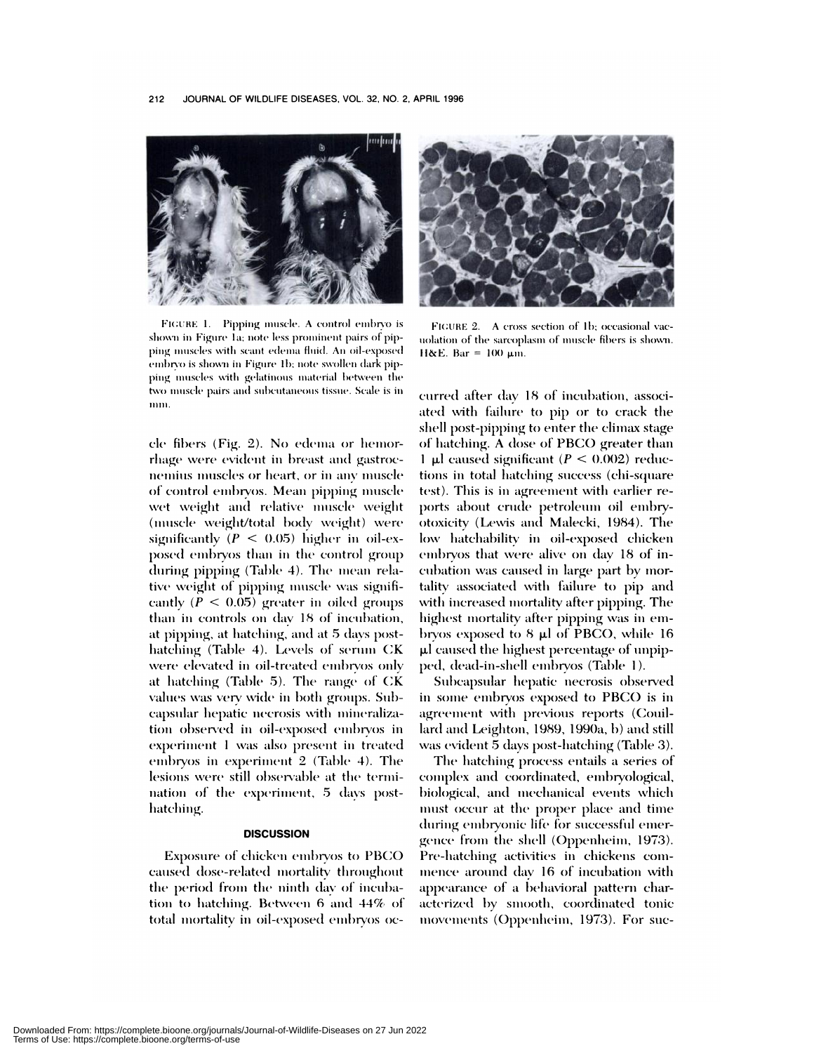FIGURE 1. Pipping muscle. A control embryo is shown in Figure 1a; note less prominent pairs of pipping muscles with scant edema fluid. An oil-exposed embryo is shown in Figure 1b; note swollen dark pipping muscles with gelatinous material between the two muscle pairs and subcutaneous tissue. Scale is in mm.

FIGURE 2. A cross section of 1b; occasional vacuolation of the sarcoplasm of muscle fibers is shown. H&E. Bar = 100 μm.

cle fibers (Fig. 2). No edema or hemorrhage were evident in breast and gastrocnemius muscles or heart, or in any muscle of control embryos. Mean pipping muscle wet weight and relative muscle weight (muscle weight/total body weight) were significantly ($P < 0.05$) higher in oil-exposed embryos than in the control group during pipping (Table 4). The mean relative weight of pipping muscle was significantly ($P < 0.05$) greater in oiled groups than in controls on day 18 of incubation, at pipping, at hatching, and at 5 days post-hatching (Table 4). Levels of serum CK were elevated in oil-treated embryos only at hatching (Table 5). The range of CK values was very wide in both groups. Subcapsular hepatic necrosis with mineralization observed in oil-exposed embryos in experiment 1 was also present in treated embryos in experiment 2 (Table 4). The lesions were still observable at the termination of the experiment, 5 days post-hatching.

## DISCUSSION

Exposure of chicken embryos to PBCO caused dose-related mortality throughout the period from the ninth day of incubation to hatching. Between 6 and 44% of total mortality in oil-exposed embryos occurred after day 18 of incubation, associated with failure to pip or to crack the shell post-pipping to enter the climax stage of hatching. A dose of PBCO greater than 1 μl caused significant ($P < 0.002$) reductions in total hatching success (chi-square test). This is in agreement with earlier reports about crude petroleum oil embryotoxicity (Lewis and Malecki, 1984). The low hatchability in oil-exposed chicken embryos that were alive on day 18 of incubation was caused in large part by mortality associated with failure to pip and with increased mortality after pipping. The highest mortality after pipping was in embryos exposed to 8 μl of PBCO, while 16 μl caused the highest percentage of unpipped, dead-in-shell embryos (Table 1).

Subcapsular hepatic necrosis observed in some embryos exposed to PBCO is in agreement with previous reports (Couillard and Leighton, 1989, 1990a, b) and still was evident 5 days post-hatching (Table 3).

The hatching process entails a series of complex and coordinated, embryological, biological, and mechanical events which must occur at the proper place and time during embryonic life for successful emergence from the shell (Oppenheim, 1973). Pre-hatching activities in chickens commence around day 16 of incubation with appearance of a behavioral pattern characterized by smooth, coordinated tonic movements (Oppenheim, 1973). For suc-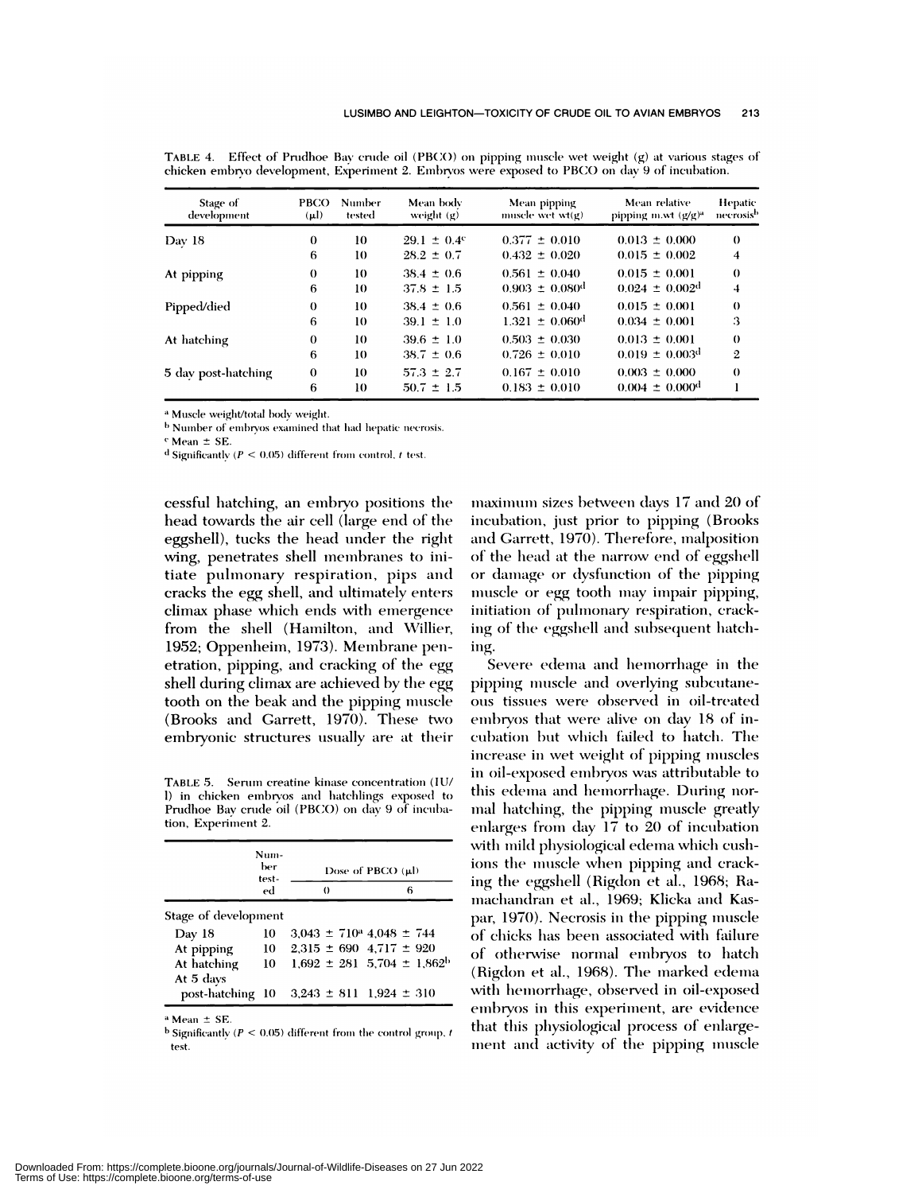TABLE 4. Effect of Prudhoe Bay crude oil (PBCO) on pipping muscle wet weight (g) at various stages of chicken embryo development, Experiment 2. Embryos were exposed to PBCO on day 9 of incubation.

| Stage of development | PBCO (μl) | Number tested | Mean body weight (g) | Mean pipping muscle wet wt(g) | Mean relative pipping m.wt (g/g)[a] | Hepatic necrosis[b] |
|---|---|---|---|---|---|---|
| Day 18 | 0 | 10 | 29.1 ± 0.4[c] | 0.377 ± 0.010 | 0.013 ± 0.000 | 0 |
| | 6 | 10 | 28.2 ± 0.7 | 0.432 ± 0.020 | 0.015 ± 0.002 | 4 |
| At pipping | 0 | 10 | 38.4 ± 0.6 | 0.561 ± 0.040 | 0.015 ± 0.001 | 0 |
| | 6 | 10 | 37.8 ± 1.5 | 0.903 ± 0.080[d] | 0.024 ± 0.002[d] | 4 |
| Pipped/died | 0 | 10 | 38.4 ± 0.6 | 0.561 ± 0.040 | 0.015 ± 0.001 | 0 |
| | 6 | 10 | 39.1 ± 1.0 | 1.321 ± 0.060[d] | 0.034 ± 0.001 | 3 |
| At hatching | 0 | 10 | 39.6 ± 1.0 | 0.503 ± 0.030 | 0.013 ± 0.001 | 0 |
| | 6 | 10 | 38.7 ± 0.6 | 0.726 ± 0.010 | 0.019 ± 0.003[d] | 2 |
| 5 day post-hatching | 0 | 10 | 57.3 ± 2.7 | 0.167 ± 0.010 | 0.003 ± 0.000 | 0 |
| | 6 | 10 | 50.7 ± 1.5 | 0.183 ± 0.010 | 0.004 ± 0.000[d] | 1 |

[a] Muscle weight/total body weight.
[b] Number of embryos examined that had hepatic necrosis.
[c] Mean ± SE.
[d] Significantly ($P < 0.05$) different from control, $t$ test.

cessful hatching, an embryo positions the head towards the air cell (large end of the eggshell), tucks the head under the right wing, penetrates shell membranes to initiate pulmonary respiration, pips and cracks the egg shell, and ultimately enters climax phase which ends with emergence from the shell (Hamilton, and Willier, 1952; Oppenheim, 1973). Membrane penetration, pipping, and cracking of the egg shell during climax are achieved by the egg tooth on the beak and the pipping muscle (Brooks and Garrett, 1970). These two embryonic structures usually are at their maximum sizes between days 17 and 20 of incubation, just prior to pipping (Brooks and Garrett, 1970). Therefore, malposition of the head at the narrow end of eggshell or damage or dysfunction of the pipping muscle or egg tooth may impair pipping, initiation of pulmonary respiration, cracking of the eggshell and subsequent hatching.

TABLE 5. Serum creatine kinase concentration (IU/l) in chicken embryos and hatchlings exposed to Prudhoe Bay crude oil (PBCO) on day 9 of incubation, Experiment 2.

| | Number tested | Dose of PBCO (μl) | |
|---|---|---|---|
| | | 0 | 6 |
| Stage of development | | | |
| Day 18 | 10 | 3,043 ± 710[a] | 4,048 ± 744 |
| At pipping | 10 | 2,315 ± 690 | 4,717 ± 920 |
| At hatching | 10 | 1,692 ± 281 | 5,704 ± 1,862[b] |
| At 5 days post-hatching | 10 | 3,243 ± 811 | 1,924 ± 310 |

[a] Mean ± SE.
[b] Significantly ($P < 0.05$) different from the control group, $t$ test.

Severe edema and hemorrhage in the pipping muscle and overlying subcutaneous tissues were observed in oil-treated embryos that were alive on day 18 of incubation but which failed to hatch. The increase in wet weight of pipping muscles in oil-exposed embryos was attributable to this edema and hemorrhage. During normal hatching, the pipping muscle greatly enlarges from day 17 to 20 of incubation with mild physiological edema which cushions the muscle when pipping and cracking the eggshell (Rigdon et al., 1968; Ramachandran et al., 1969; Klicka and Kaspar, 1970). Necrosis in the pipping muscle of chicks has been associated with failure of otherwise normal embryos to hatch (Rigdon et al., 1968). The marked edema with hemorrhage, observed in oil-exposed embryos in this experiment, are evidence that this physiological process of enlargement and activity of the pipping muscle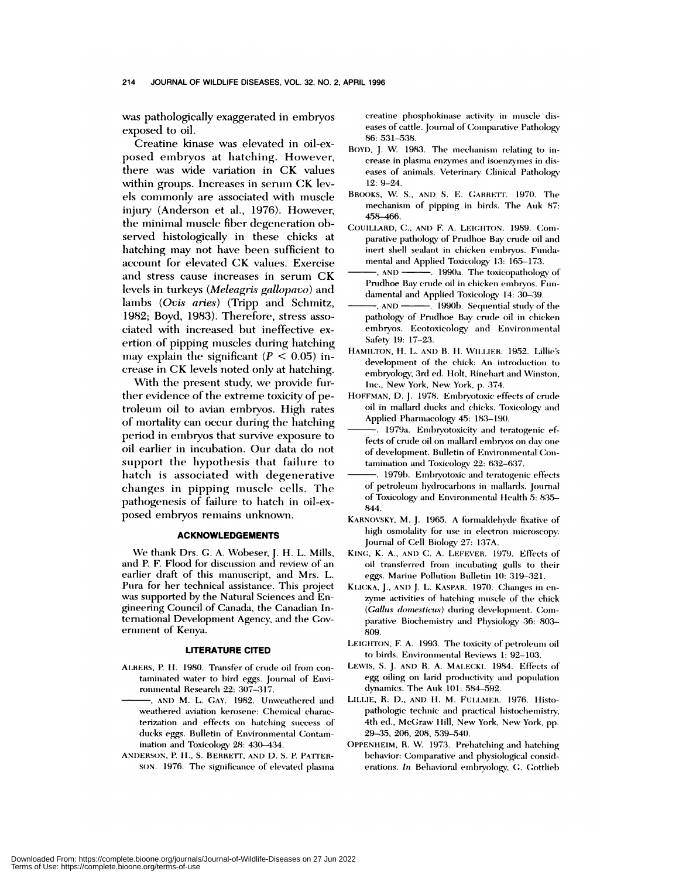was pathologically exaggerated in embryos exposed to oil.

Creatine kinase was elevated in oil-exposed embryos at hatching. However, there was wide variation in CK values within groups. Increases in serum CK levels commonly are associated with muscle injury (Anderson et al., 1976). However, the minimal muscle fiber degeneration observed histologically in these chicks at hatching may not have been sufficient to account for elevated CK values. Exercise and stress cause increases in serum CK levels in turkeys (*Meleagris gallopavo*) and lambs (*Ovis aries*) (Tripp and Schmitz, 1982; Boyd, 1983). Therefore, stress associated with increased but ineffective exertion of pipping muscles during hatching may explain the significant ($P < 0.05$) increase in CK levels noted only at hatching.

With the present study, we provide further evidence of the extreme toxicity of petroleum oil to avian embryos. High rates of mortality can occur during the hatching period in embryos that survive exposure to oil earlier in incubation. Our data do not support the hypothesis that failure to hatch is associated with degenerative changes in pipping muscle cells. The pathogenesis of failure to hatch in oil-exposed embryos remains unknown.

## ACKNOWLEDGEMENTS

We thank Drs. G. A. Wobeser, J. H. L. Mills, and P. F. Flood for discussion and review of an earlier draft of this manuscript, and Mrs. L. Pura for her technical assistance. This project was supported by the Natural Sciences and Engineering Council of Canada, the Canadian International Development Agency, and the Government of Kenya.

## LITERATURE CITED

ALBERS, P. H. 1980. Transfer of crude oil from contaminated water to bird eggs. Journal of Environmental Research 22: 307–317.

———, AND M. L. GAY. 1982. Unweathered and weathered aviation kerosene: Chemical characterization and effects on hatching success of ducks eggs. Bulletin of Environmental Contamination and Toxicology 28: 430–434.

ANDERSON, P. H., S. BERRETT, AND D. S. P. PATTERSON. 1976. The significance of elevated plasma creatine phosphokinase activity in muscle diseases of cattle. Journal of Comparative Pathology 86: 531–538.

BOYD, J. W. 1983. The mechanism relating to increase in plasma enzymes and isoenzymes in diseases of animals. Veterinary Clinical Pathology 12: 9–24.

BROOKS, W. S., AND S. E. GARRETT. 1970. The mechanism of pipping in birds. The Auk 87: 458–466.

COUILLARD, C., AND F. A. LEIGHTON. 1989. Comparative pathology of Prudhoe Bay crude oil and inert shell sealant in chicken embryos. Fundamental and Applied Toxicology 13: 165–173.

———, AND ———. 1990a. The toxicopathology of Prudhoe Bay crude oil in chicken embryos. Fundamental and Applied Toxicology 14: 30–39.

———, AND ———. 1990b. Sequential study of the pathology of Prudhoe Bay crude oil in chicken embryos. Ecotoxicology and Environmental Safety 19: 17–23.

HAMILTON, H. L. AND B. H. WILLIER. 1952. Lillie's development of the chick: An introduction to embryology, 3rd ed. Holt, Rinehart and Winston, Inc., New York, New York, p. 374.

HOFFMAN, D. J. 1978. Embryotoxic effects of crude oil in mallard ducks and chicks. Toxicology and Applied Pharmacology 45: 183–190.

———. 1979a. Embryotoxicity and teratogenic effects of crude oil on mallard embryos on day one of development. Bulletin of Environmental Contamination and Toxicology 22: 632–637.

———. 1979b. Embryotoxic and teratogenic effects of petroleum hydrocarbons in mallards. Journal of Toxicology and Environmental Health 5: 835–844.

KARNOVSKY, M. J. 1965. A formaldehyde fixative of high osmolality for use in electron microscopy. Journal of Cell Biology 27: 137A.

KING, K. A., AND C. A. LEFEVER. 1979. Effects of oil transferred from incubating gulls to their eggs. Marine Pollution Bulletin 10: 319–321.

KLICKA, J., AND J. L. KASPAR. 1970. Changes in enzyme activities of hatching muscle of the chick (*Gallus domesticus*) during development. Comparative Biochemistry and Physiology 36: 803–809.

LEIGHTON, F. A. 1993. The toxicity of petroleum oil to birds. Environmental Reviews 1: 92–103.

LEWIS, S. J. AND R. A. MALECKI. 1984. Effects of egg oiling on larid productivity and population dynamics. The Auk 101: 584–592.

LILLIE, R. D., AND H. M. FULLMER. 1976. Histopathologic technic and practical histochemistry, 4th ed., McGraw Hill, New York, New York, pp. 29–35, 206, 208, 539–540.

OPPENHEIM, R. W. 1973. Prehatching and hatching behavior: Comparative and physiological considerations. *In* Behavioral embryology, G. Gottlieb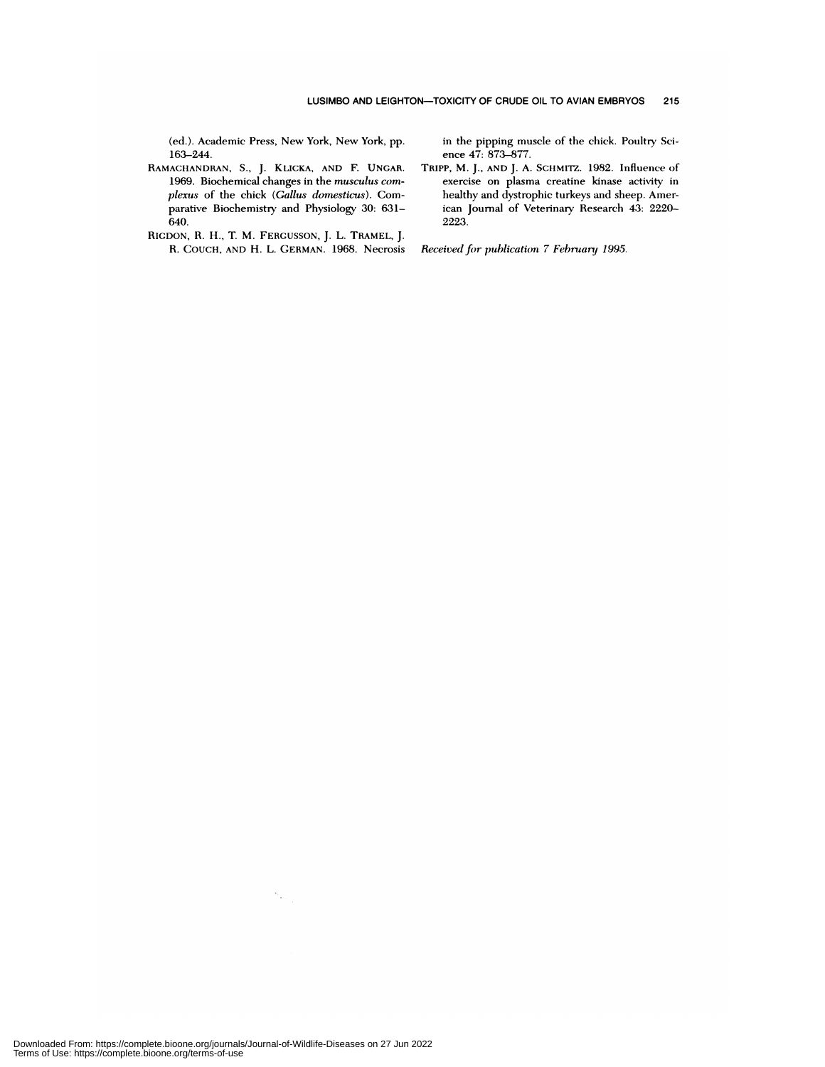(ed.). Academic Press, New York, New York, pp. 163–244.

RAMACHANDRAN, S., J. KLICKA, AND F. UNGAR. 1969. Biochemical changes in the *musculus complexus* of the chick (*Gallus domesticus*). Comparative Biochemistry and Physiology 30: 631–640.

RIGDON, R. H., T. M. FERGUSSON, J. L. TRAMEL, J. R. COUCH, AND H. L. GERMAN. 1968. Necrosis in the pipping muscle of the chick. Poultry Science 47: 873–877.

TRIPP, M. J., AND J. A. SCHMITZ. 1982. Influence of exercise on plasma creatine kinase activity in healthy and dystrophic turkeys and sheep. American Journal of Veterinary Research 43: 2220–2223.

*Received for publication 7 February 1995.*

Downloaded From: https://complete.bioone.org/journals/Journal-of-Wildlife-Diseases on 27 Jun 2022
Terms of Use: https://complete.bioone.org/terms-of-use